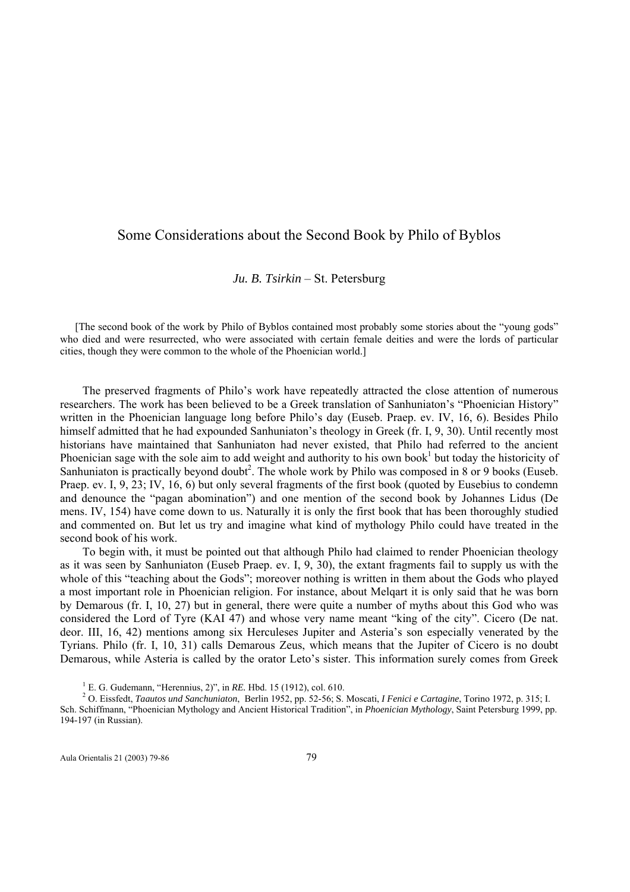# Some Considerations about the Second Book by Philo of Byblos

*Ju. B. Tsirkin* – St. Petersburg

[The second book of the work by Philo of Byblos contained most probably some stories about the "young gods" who died and were resurrected, who were associated with certain female deities and were the lords of particular cities, though they were common to the whole of the Phoenician world.]

The preserved fragments of Philo's work have repeatedly attracted the close attention of numerous researchers. The work has been believed to be a Greek translation of Sanhuniaton's "Phoenician History" written in the Phoenician language long before Philo's day (Euseb. Praep. ev. IV, 16, 6). Besides Philo himself admitted that he had expounded Sanhuniaton's theology in Greek (fr. I, 9, 30). Until recently most historians have maintained that Sanhuniaton had never existed, that Philo had referred to the ancient Phoenician sage with the sole aim to add weight and authority to his own book[1] but today the historicity of Sanhuniaton is practically beyond doubt[2]. The whole work by Philo was composed in 8 or 9 books (Euseb. Praep. ev. I, 9, 23; IV, 16, 6) but only several fragments of the first book (quoted by Eusebius to condemn and denounce the "pagan abomination") and one mention of the second book by Johannes Lidus (De mens. IV, 154) have come down to us. Naturally it is only the first book that has been thoroughly studied and commented on. But let us try and imagine what kind of mythology Philo could have treated in the second book of his work.

To begin with, it must be pointed out that although Philo had claimed to render Phoenician theology as it was seen by Sanhuniaton (Euseb Praep. ev. I, 9, 30), the extant fragments fail to supply us with the whole of this "teaching about the Gods"; moreover nothing is written in them about the Gods who played a most important role in Phoenician religion. For instance, about Melqart it is only said that he was born by Demarous (fr. I, 10, 27) but in general, there were quite a number of myths about this God who was considered the Lord of Tyre (KAI 47) and whose very name meant "king of the city". Cicero (De nat. deor. III, 16, 42) mentions among six Herculeses Jupiter and Asteria's son especially venerated by the Tyrians. Philo (fr. I, 10, 31) calls Demarous Zeus, which means that the Jupiter of Cicero is no doubt Demarous, while Asteria is called by the orator Leto's sister. This information surely comes from Greek

[1] E. G. Gudemann, "Herennius, 2)", in *RE*. Hbd. 15 (1912), col. 610.

[2] O. Eissfedt, *Taautos und Sanchuniaton*, Berlin 1952, pp. 52-56; S. Moscati, *I Fenici e Cartagine*, Torino 1972, p. 315; I. Sch. Schiffmann, "Phoenician Mythology and Ancient Historical Tradition", in *Phoenician Mythology*, Saint Petersburg 1999, pp. 194-197 (in Russian).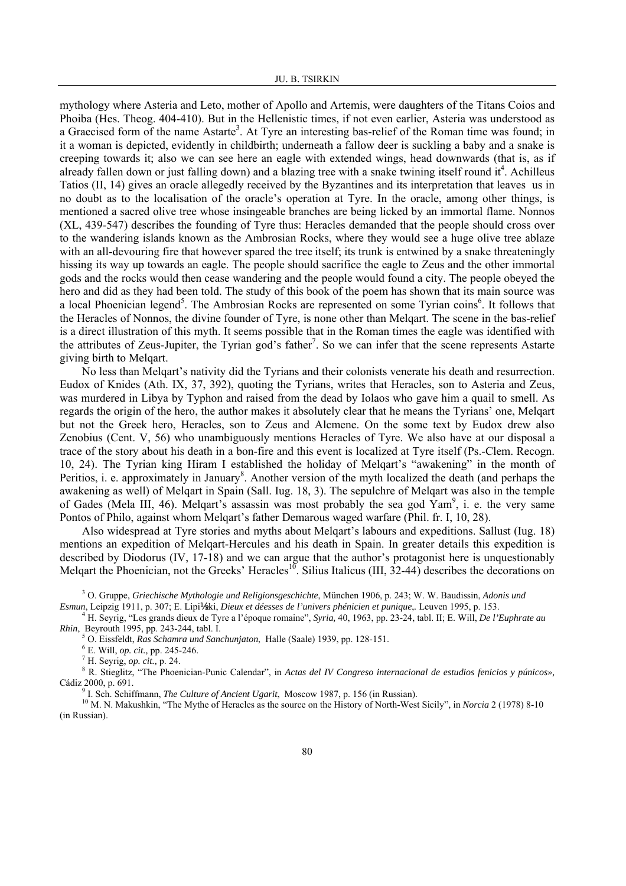mythology where Asteria and Leto, mother of Apollo and Artemis, were daughters of the Titans Coios and Phoiba (Hes. Theog. 404-410). But in the Hellenistic times, if not even earlier, Asteria was understood as a Graecised form of the name Astarte[3]. At Tyre an interesting bas-relief of the Roman time was found; in it a woman is depicted, evidently in childbirth; underneath a fallow deer is suckling a baby and a snake is creeping towards it; also we can see here an eagle with extended wings, head downwards (that is, as if already fallen down or just falling down) and a blazing tree with a snake twining itself round it[4]. Achilleus Tatios (II, 14) gives an oracle allegedly received by the Byzantines and its interpretation that leaves us in no doubt as to the localisation of the oracle's operation at Tyre. In the oracle, among other things, is mentioned a sacred olive tree whose insingeable branches are being licked by an immortal flame. Nonnos (XL, 439-547) describes the founding of Tyre thus: Heracles demanded that the people should cross over to the wandering islands known as the Ambrosian Rocks, where they would see a huge olive tree ablaze with an all-devouring fire that however spared the tree itself; its trunk is entwined by a snake threateningly hissing its way up towards an eagle. The people should sacrifice the eagle to Zeus and the other immortal gods and the rocks would then cease wandering and the people would found a city. The people obeyed the hero and did as they had been told. The study of this book of the poem has shown that its main source was a local Phoenician legend[5]. The Ambrosian Rocks are represented on some Tyrian coins[6]. It follows that the Heracles of Nonnos, the divine founder of Tyre, is none other than Melqart. The scene in the bas-relief is a direct illustration of this myth. It seems possible that in the Roman times the eagle was identified with the attributes of Zeus-Jupiter, the Tyrian god's father[7]. So we can infer that the scene represents Astarte giving birth to Melqart.

No less than Melqart's nativity did the Tyrians and their colonists venerate his death and resurrection. Eudox of Knides (Ath. IX, 37, 392), quoting the Tyrians, writes that Heracles, son to Asteria and Zeus, was murdered in Libya by Typhon and raised from the dead by Iolaos who gave him a quail to smell. As regards the origin of the hero, the author makes it absolutely clear that he means the Tyrians' one, Melqart but not the Greek hero, Heracles, son to Zeus and Alcmene. On the some text by Eudox drew also Zenobius (Cent. V, 56) who unambiguously mentions Heracles of Tyre. We also have at our disposal a trace of the story about his death in a bon-fire and this event is localized at Tyre itself (Ps.-Clem. Recogn. 10, 24). The Tyrian king Hiram I established the holiday of Melqart's "awakening" in the month of Peritios, i. e. approximately in January[8]. Another version of the myth localized the death (and perhaps the awakening as well) of Melqart in Spain (Sall. Iug. 18, 3). The sepulchre of Melqart was also in the temple of Gades (Mela III, 46). Melqart's assassin was most probably the sea god Yam[9], i. e. the very same Pontos of Philo, against whom Melqart's father Demarous waged warfare (Phil. fr. I, 10, 28).

Also widespread at Tyre stories and myths about Melqart's labours and expeditions. Sallust (Iug. 18) mentions an expedition of Melqart-Hercules and his death in Spain. In greater details this expedition is described by Diodorus (IV, 17-18) and we can argue that the author's protagonist here is unquestionably Melqart the Phoenician, not the Greeks' Heracles[10]. Silius Italicus (III, 32-44) describes the decorations on

---

[3] O. Gruppe, *Griechische Mythologie und Religionsgeschichte*, München 1906, p. 243; W. W. Baudissin, *Adonis und Esmun*, Leipzig 1911, p. 307; E. Lipiński, *Dieux et déesses de l'univers phénicien et punique*,. Leuven 1995, p. 153.

[4] H. Seyrig, "Les grands dieux de Tyre a l'époque romaine", *Syria*, 40, 1963, pp. 23-24, tabl. II; E. Will, *De l'Euphrate au Rhin*, Beyrouth 1995, pp. 243-244, tabl. I.

[5] O. Eissfeldt, *Ras Schamra und Sanchunjaton*, Halle (Saale) 1939, pp. 128-151.

[6] E. Will, *op. cit.,* pp. 245-246.

[7] H. Seyrig, *op. cit.,* p. 24.

[8] R. Stieglitz, "The Phoenician-Punic Calendar", in *Actas del IV Congreso internacional de estudios fenicios y púnicos»,* Cádiz 2000, p. 691.

[9] I. Sch. Schiffmann, *The Culture of Ancient Ugarit*, Moscow 1987, p. 156 (in Russian).

[10] M. N. Makushkin, "The Mythe of Heracles as the source on the History of North-West Sicily", in *Norcia* 2 (1978) 8-10 (in Russian).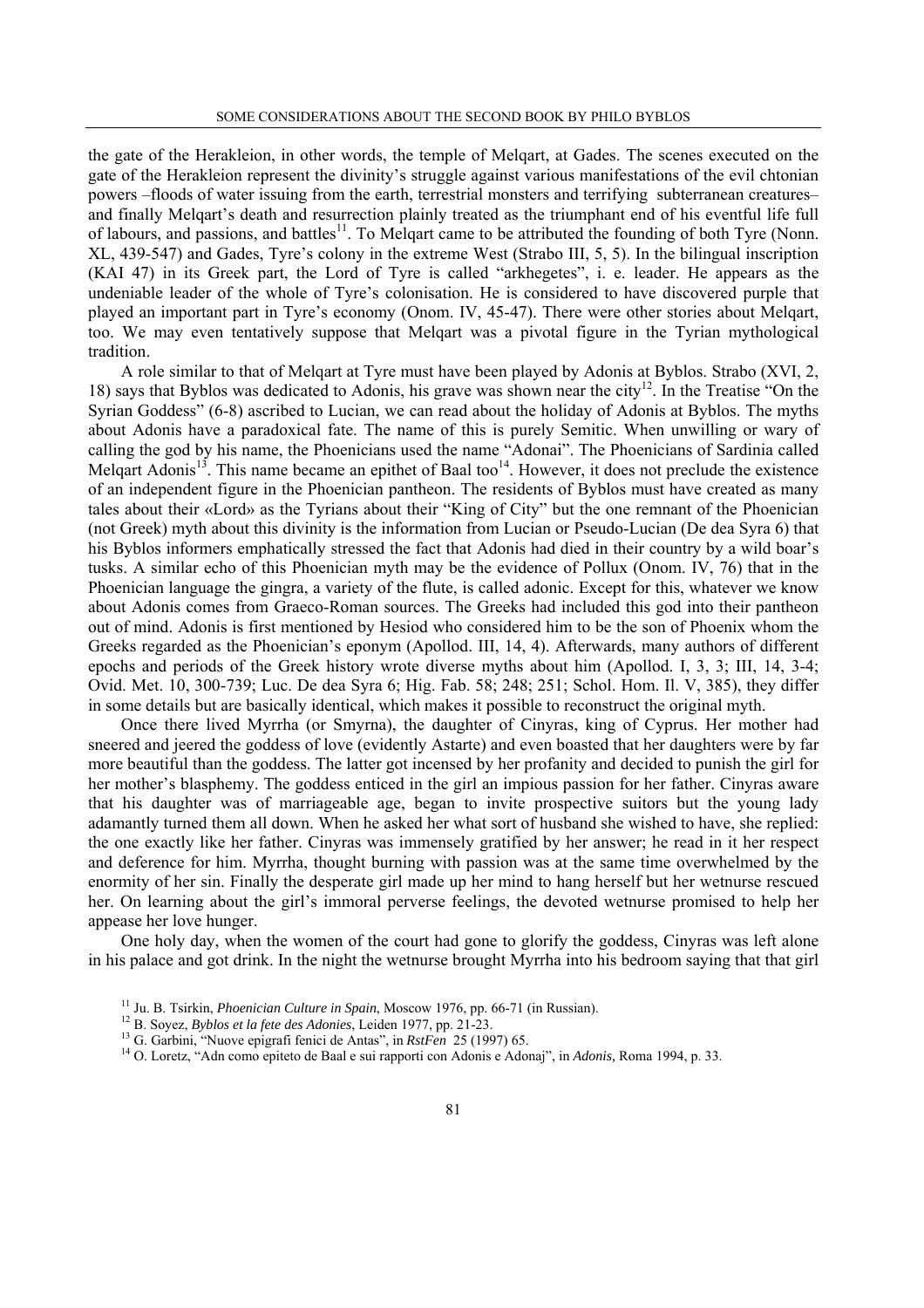the gate of the Herakleion, in other words, the temple of Melqart, at Gades. The scenes executed on the gate of the Herakleion represent the divinity's struggle against various manifestations of the evil chtonian powers –floods of water issuing from the earth, terrestrial monsters and terrifying subterranean creatures– and finally Melqart's death and resurrection plainly treated as the triumphant end of his eventful life full of labours, and passions, and battles[11]. To Melqart came to be attributed the founding of both Tyre (Nonn. XL, 439-547) and Gades, Tyre's colony in the extreme West (Strabo III, 5, 5). In the bilingual inscription (KAI 47) in its Greek part, the Lord of Tyre is called "arkhegetes", i. e. leader. He appears as the undeniable leader of the whole of Tyre's colonisation. He is considered to have discovered purple that played an important part in Tyre's economy (Onom. IV, 45-47). There were other stories about Melqart, too. We may even tentatively suppose that Melqart was a pivotal figure in the Tyrian mythological tradition.

A role similar to that of Melqart at Tyre must have been played by Adonis at Byblos. Strabo (XVI, 2, 18) says that Byblos was dedicated to Adonis, his grave was shown near the city[12]. In the Treatise "On the Syrian Goddess" (6-8) ascribed to Lucian, we can read about the holiday of Adonis at Byblos. The myths about Adonis have a paradoxical fate. The name of this is purely Semitic. When unwilling or wary of calling the god by his name, the Phoenicians used the name "Adonai". The Phoenicians of Sardinia called Melqart Adonis[13]. This name became an epithet of Baal too[14]. However, it does not preclude the existence of an independent figure in the Phoenician pantheon. The residents of Byblos must have created as many tales about their «Lord» as the Tyrians about their "King of City" but the one remnant of the Phoenician (not Greek) myth about this divinity is the information from Lucian or Pseudo-Lucian (De dea Syra 6) that his Byblos informers emphatically stressed the fact that Adonis had died in their country by a wild boar's tusks. A similar echo of this Phoenician myth may be the evidence of Pollux (Onom. IV, 76) that in the Phoenician language the gingra, a variety of the flute, is called adonic. Except for this, whatever we know about Adonis comes from Graeco-Roman sources. The Greeks had included this god into their pantheon out of mind. Adonis is first mentioned by Hesiod who considered him to be the son of Phoenix whom the Greeks regarded as the Phoenician's eponym (Apollod. III, 14, 4). Afterwards, many authors of different epochs and periods of the Greek history wrote diverse myths about him (Apollod. I, 3, 3; III, 14, 3-4; Ovid. Met. 10, 300-739; Luc. De dea Syra 6; Hig. Fab. 58; 248; 251; Schol. Hom. Il. V, 385), they differ in some details but are basically identical, which makes it possible to reconstruct the original myth.

Once there lived Myrrha (or Smyrna), the daughter of Cinyras, king of Cyprus. Her mother had sneered and jeered the goddess of love (evidently Astarte) and even boasted that her daughters were by far more beautiful than the goddess. The latter got incensed by her profanity and decided to punish the girl for her mother's blasphemy. The goddess enticed in the girl an impious passion for her father. Cinyras aware that his daughter was of marriageable age, began to invite prospective suitors but the young lady adamantly turned them all down. When he asked her what sort of husband she wished to have, she replied: the one exactly like her father. Cinyras was immensely gratified by her answer; he read in it her respect and deference for him. Myrrha, thought burning with passion was at the same time overwhelmed by the enormity of her sin. Finally the desperate girl made up her mind to hang herself but her wetnurse rescued her. On learning about the girl's immoral perverse feelings, the devoted wetnurse promised to help her appease her love hunger.

One holy day, when the women of the court had gone to glorify the goddess, Cinyras was left alone in his palace and got drink. In the night the wetnurse brought Myrrha into his bedroom saying that that girl

[11] Ju. B. Tsirkin, *Phoenician Culture in Spain*, Moscow 1976, pp. 66-71 (in Russian).

[12] B. Soyez, *Byblos et la fete des Adonies*, Leiden 1977, pp. 21-23.

[13] G. Garbini, "Nuove epigrafi fenici de Antas", in *RstFen* 25 (1997) 65.

[14] O. Loretz, "Adn como epiteto de Baal e sui rapporti con Adonis e Adonaj", in *Adonis*, Roma 1994, p. 33.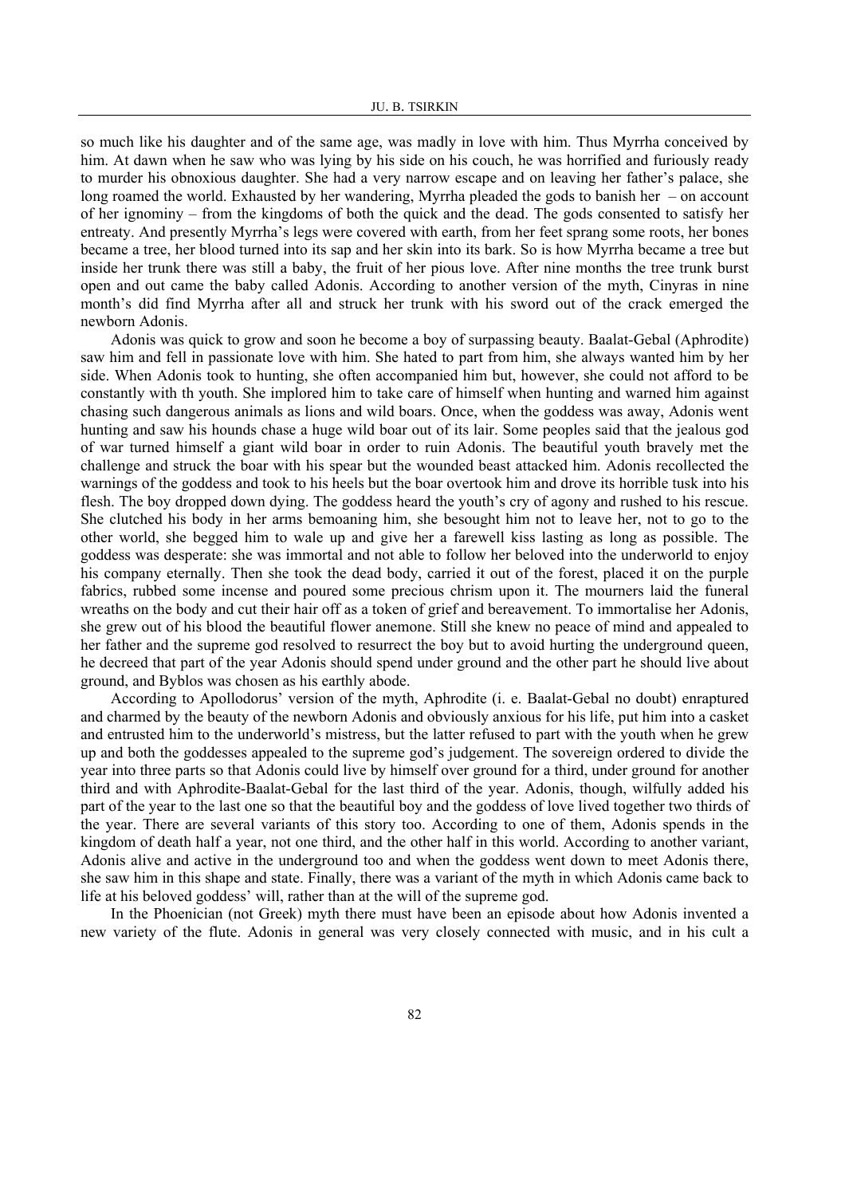so much like his daughter and of the same age, was madly in love with him. Thus Myrrha conceived by him. At dawn when he saw who was lying by his side on his couch, he was horrified and furiously ready to murder his obnoxious daughter. She had a very narrow escape and on leaving her father's palace, she long roamed the world. Exhausted by her wandering, Myrrha pleaded the gods to banish her – on account of her ignominy – from the kingdoms of both the quick and the dead. The gods consented to satisfy her entreaty. And presently Myrrha's legs were covered with earth, from her feet sprang some roots, her bones became a tree, her blood turned into its sap and her skin into its bark. So is how Myrrha became a tree but inside her trunk there was still a baby, the fruit of her pious love. After nine months the tree trunk burst open and out came the baby called Adonis. According to another version of the myth, Cinyras in nine month's did find Myrrha after all and struck her trunk with his sword out of the crack emerged the newborn Adonis.

Adonis was quick to grow and soon he become a boy of surpassing beauty. Baalat-Gebal (Aphrodite) saw him and fell in passionate love with him. She hated to part from him, she always wanted him by her side. When Adonis took to hunting, she often accompanied him but, however, she could not afford to be constantly with th youth. She implored him to take care of himself when hunting and warned him against chasing such dangerous animals as lions and wild boars. Once, when the goddess was away, Adonis went hunting and saw his hounds chase a huge wild boar out of its lair. Some peoples said that the jealous god of war turned himself a giant wild boar in order to ruin Adonis. The beautiful youth bravely met the challenge and struck the boar with his spear but the wounded beast attacked him. Adonis recollected the warnings of the goddess and took to his heels but the boar overtook him and drove its horrible tusk into his flesh. The boy dropped down dying. The goddess heard the youth's cry of agony and rushed to his rescue. She clutched his body in her arms bemoaning him, she besought him not to leave her, not to go to the other world, she begged him to wale up and give her a farewell kiss lasting as long as possible. The goddess was desperate: she was immortal and not able to follow her beloved into the underworld to enjoy his company eternally. Then she took the dead body, carried it out of the forest, placed it on the purple fabrics, rubbed some incense and poured some precious chrism upon it. The mourners laid the funeral wreaths on the body and cut their hair off as a token of grief and bereavement. To immortalise her Adonis, she grew out of his blood the beautiful flower anemone. Still she knew no peace of mind and appealed to her father and the supreme god resolved to resurrect the boy but to avoid hurting the underground queen, he decreed that part of the year Adonis should spend under ground and the other part he should live about ground, and Byblos was chosen as his earthly abode.

According to Apollodorus' version of the myth, Aphrodite (i. e. Baalat-Gebal no doubt) enraptured and charmed by the beauty of the newborn Adonis and obviously anxious for his life, put him into a casket and entrusted him to the underworld's mistress, but the latter refused to part with the youth when he grew up and both the goddesses appealed to the supreme god's judgement. The sovereign ordered to divide the year into three parts so that Adonis could live by himself over ground for a third, under ground for another third and with Aphrodite-Baalat-Gebal for the last third of the year. Adonis, though, wilfully added his part of the year to the last one so that the beautiful boy and the goddess of love lived together two thirds of the year. There are several variants of this story too. According to one of them, Adonis spends in the kingdom of death half a year, not one third, and the other half in this world. According to another variant, Adonis alive and active in the underground too and when the goddess went down to meet Adonis there, she saw him in this shape and state. Finally, there was a variant of the myth in which Adonis came back to life at his beloved goddess' will, rather than at the will of the supreme god.

In the Phoenician (not Greek) myth there must have been an episode about how Adonis invented a new variety of the flute. Adonis in general was very closely connected with music, and in his cult a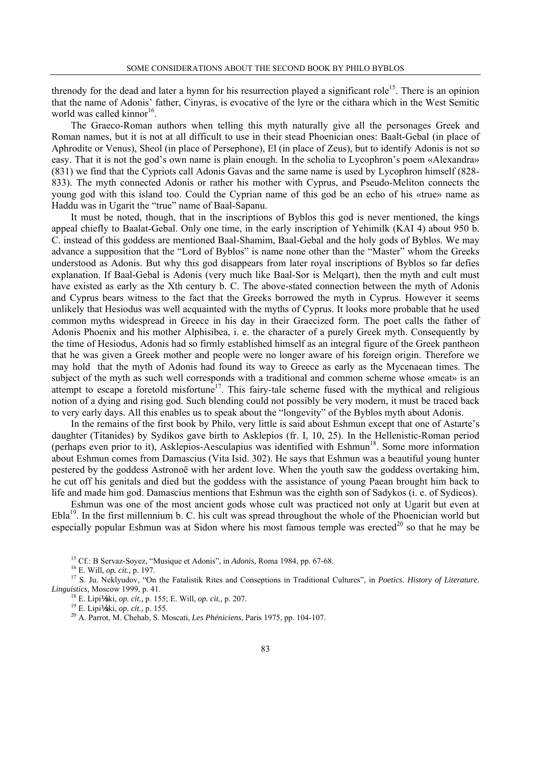threnody for the dead and later a hymn for his resurrection played a significant role[15]. There is an opinion that the name of Adonis' father, Cinyras, is evocative of the lyre or the cithara which in the West Semitic world was called kinnor[16].

The Graeco-Roman authors when telling this myth naturally give all the personages Greek and Roman names, but it is not at all difficult to use in their stead Phoenician ones: Baalt-Gebal (in place of Aphrodite or Venus), Sheol (in place of Persephone), El (in place of Zeus), but to identify Adonis is not so easy. That it is not the god's own name is plain enough. In the scholia to Lycophron's poem «Alexandra» (831) we find that the Cypriots call Adonis Gavas and the same name is used by Lycophron himself (828-833). The myth connected Adonis or rather his mother with Cyprus, and Pseudo-Meliton connects the young god with this island too. Could the Cyprian name of this god be an echo of his «true» name as Haddu was in Ugarit the "true" name of Baal-Sapanu.

It must be noted, though, that in the inscriptions of Byblos this god is never mentioned, the kings appeal chiefly to Baalat-Gebal. Only one time, in the early inscription of Yehimilk (KAI 4) about 950 b. C. instead of this goddess are mentioned Baal-Shamim, Baal-Gebal and the holy gods of Byblos. We may advance a supposition that the "Lord of Byblos" is name none other than the "Master" whom the Greeks understood as Adonis. But why this god disappears from later royal inscriptions of Byblos so far defies explanation. If Baal-Gebal is Adonis (very much like Baal-Sor is Melqart), then the myth and cult must have existed as early as the Xth century b. C. The above-stated connection between the myth of Adonis and Cyprus bears witness to the fact that the Greeks borrowed the myth in Cyprus. However it seems unlikely that Hesiodus was well acquainted with the myths of Cyprus. It looks more probable that he used common myths widespread in Greece in his day in their Graecized form. The poet calls the father of Adonis Phoenix and his mother Alphisibea, i. e. the character of a purely Greek myth. Consequently by the time of Hesiodus, Adonis had so firmly established himself as an integral figure of the Greek pantheon that he was given a Greek mother and people were no longer aware of his foreign origin. Therefore we may hold that the myth of Adonis had found its way to Greece as early as the Mycenaean times. The subject of the myth as such well corresponds with a traditional and common scheme whose «meat» is an attempt to escape a foretold misfortune[17]. This fairy-tale scheme fused with the mythical and religious notion of a dying and rising god. Such blending could not possibly be very modern, it must be traced back to very early days. All this enables us to speak about the "longevity" of the Byblos myth about Adonis.

In the remains of the first book by Philo, very little is said about Eshmun except that one of Astarte's daughter (Titanides) by Sydikos gave birth to Asklepios (fr. I, 10, 25). In the Hellenistic-Roman period (perhaps even prior to it), Asklepios-Aesculapius was identified with Eshmun[18]. Some more information about Eshmun comes from Damascius (Vita Isid. 302). He says that Eshmun was a beautiful young hunter pestered by the goddess Astronoë with her ardent love. When the youth saw the goddess overtaking him, he cut off his genitals and died but the goddess with the assistance of young Paean brought him back to life and made him god. Damascius mentions that Eshmun was the eighth son of Sadykos (i. e. of Sydicos).

Eshmun was one of the most ancient gods whose cult was practiced not only at Ugarit but even at Ebla[19]. In the first millennium b. C. his cult was spread throughout the whole of the Phoenician world but especially popular Eshmun was at Sidon where his most famous temple was erected[20] so that he may be

---

[15] Cf.: B Servaz-Soyez, "Musique et Adonis", in *Adonis,* Roma 1984, pp. 67-68.

[16] E. Will, *op. cit.,* p. 197.

[17] S. Ju. Neklyudov, "On the Fatalistik Rites and Conseptions in Traditional Cultures", in *Poetics. History of Literature. Linguistics,* Moscow 1999, p. 41.

[18] E. Lipiński, *op. cit.,* p. 155; E. Will, *op. cit.,* p. 207.

[19] E. Lipiński, *op. cit.,* p. 155.

[20] A. Parrot, M. Chehab, S. Moscati, *Les Phéniciens*, Paris 1975, pp. 104-107.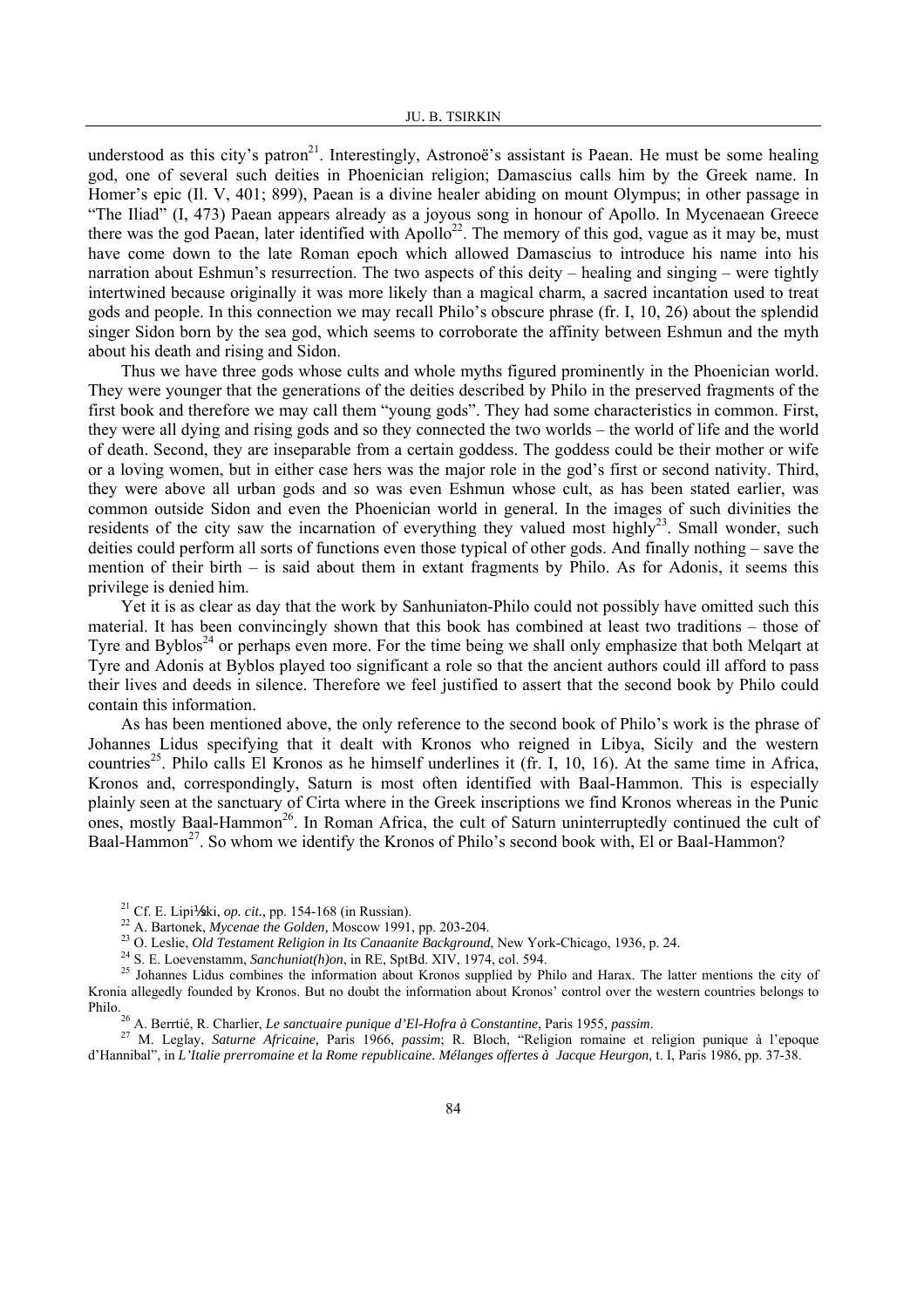understood as this city's patron[21]. Interestingly, Astronoë's assistant is Paean. He must be some healing god, one of several such deities in Phoenician religion; Damascius calls him by the Greek name. In Homer's epic (Il. V, 401; 899), Paean is a divine healer abiding on mount Olympus; in other passage in "The Iliad" (I, 473) Paean appears already as a joyous song in honour of Apollo. In Mycenaean Greece there was the god Paean, later identified with Apollo[22]. The memory of this god, vague as it may be, must have come down to the late Roman epoch which allowed Damascius to introduce his name into his narration about Eshmun's resurrection. The two aspects of this deity – healing and singing – were tightly intertwined because originally it was more likely than a magical charm, a sacred incantation used to treat gods and people. In this connection we may recall Philo's obscure phrase (fr. I, 10, 26) about the splendid singer Sidon born by the sea god, which seems to corroborate the affinity between Eshmun and the myth about his death and rising and Sidon.

Thus we have three gods whose cults and whole myths figured prominently in the Phoenician world. They were younger that the generations of the deities described by Philo in the preserved fragments of the first book and therefore we may call them "young gods". They had some characteristics in common. First, they were all dying and rising gods and so they connected the two worlds – the world of life and the world of death. Second, they are inseparable from a certain goddess. The goddess could be their mother or wife or a loving women, but in either case hers was the major role in the god's first or second nativity. Third, they were above all urban gods and so was even Eshmun whose cult, as has been stated earlier, was common outside Sidon and even the Phoenician world in general. In the images of such divinities the residents of the city saw the incarnation of everything they valued most highly[23]. Small wonder, such deities could perform all sorts of functions even those typical of other gods. And finally nothing – save the mention of their birth – is said about them in extant fragments by Philo. As for Adonis, it seems this privilege is denied him.

Yet it is as clear as day that the work by Sanhuniaton-Philo could not possibly have omitted such this material. It has been convincingly shown that this book has combined at least two traditions – those of Tyre and Byblos[24] or perhaps even more. For the time being we shall only emphasize that both Melqart at Tyre and Adonis at Byblos played too significant a role so that the ancient authors could ill afford to pass their lives and deeds in silence. Therefore we feel justified to assert that the second book by Philo could contain this information.

As has been mentioned above, the only reference to the second book of Philo's work is the phrase of Johannes Lidus specifying that it dealt with Kronos who reigned in Libya, Sicily and the western countries[25]. Philo calls El Kronos as he himself underlines it (fr. I, 10, 16). At the same time in Africa, Kronos and, correspondingly, Saturn is most often identified with Baal-Hammon. This is especially plainly seen at the sanctuary of Cirta where in the Greek inscriptions we find Kronos whereas in the Punic ones, mostly Baal-Hammon[26]. In Roman Africa, the cult of Saturn uninterruptedly continued the cult of Baal-Hammon[27]. So whom we identify the Kronos of Philo's second book with, El or Baal-Hammon?

[21] Cf. E. Lipi½ski, *op. cit.,* pp. 154-168 (in Russian).

[22] A. Bartonek, *Mycenae the Golden,* Moscow 1991, pp. 203-204.

[23] O. Leslie, *Old Testament Religion in Its Canaanite Background*, New York-Chicago, 1936, p. 24.

[24] S. E. Loevenstamm, *Sanchuniat(h)on*, in RE, SptBd. XIV, 1974, col. 594.

[25] Johannes Lidus combines the information about Kronos supplied by Philo and Harax. The latter mentions the city of Kronia allegedly founded by Kronos. But no doubt the information about Kronos' control over the western countries belongs to Philo.

[26] A. Berrtié, R. Charlier, *Le sanctuaire punique d'El-Hofra à Constantine*, Paris 1955, *passim*.

[27] M. Leglay, *Saturne Africaine,* Paris 1966, *passim*; R. Bloch, "Religion romaine et religion punique à l'epoque d'Hannibal", in *L'Italie prerromaine et la Rome republicaine. Mélanges offertes à Jacque Heurgon,* t. I, Paris 1986, pp. 37-38.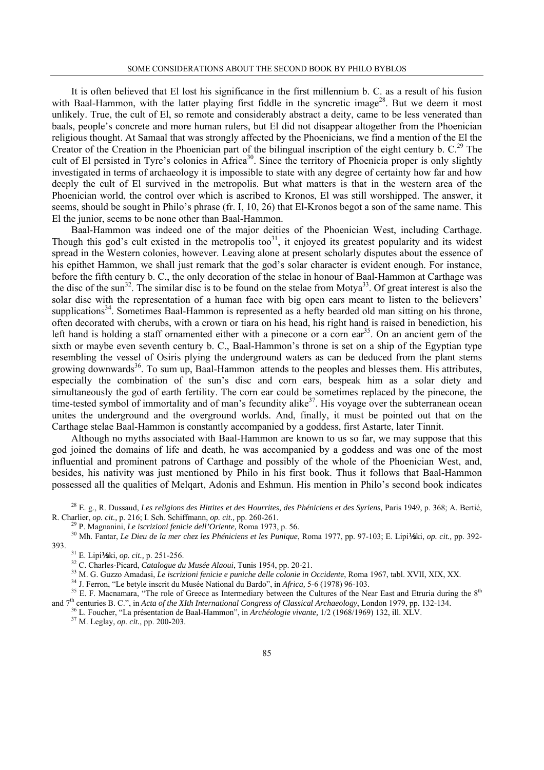It is often believed that El lost his significance in the first millennium b. C. as a result of his fusion with Baal-Hammon, with the latter playing first fiddle in the syncretic image[28]. But we deem it most unlikely. True, the cult of El, so remote and considerably abstract a deity, came to be less venerated than baals, people's concrete and more human rulers, but El did not disappear altogether from the Phoenician religious thought. At Samaal that was strongly affected by the Phoenicians, we find a mention of the El the Creator of the Creation in the Phoenician part of the bilingual inscription of the eight century b. C.[29] The cult of El persisted in Tyre's colonies in Africa[30]. Since the territory of Phoenicia proper is only slightly investigated in terms of archaeology it is impossible to state with any degree of certainty how far and how deeply the cult of El survived in the metropolis. But what matters is that in the western area of the Phoenician world, the control over which is ascribed to Kronos, El was still worshipped. The answer, it seems, should be sought in Philo's phrase (fr. I, 10, 26) that El-Kronos begot a son of the same name. This El the junior, seems to be none other than Baal-Hammon.

Baal-Hammon was indeed one of the major deities of the Phoenician West, including Carthage. Though this god's cult existed in the metropolis too[31], it enjoyed its greatest popularity and its widest spread in the Western colonies, however. Leaving alone at present scholarly disputes about the essence of his epithet Hammon, we shall just remark that the god's solar character is evident enough. For instance, before the fifth century b. C., the only decoration of the stelae in honour of Baal-Hammon at Carthage was the disc of the sun[32]. The similar disc is to be found on the stelae from Motya[33]. Of great interest is also the solar disc with the representation of a human face with big open ears meant to listen to the believers' supplications[34]. Sometimes Baal-Hammon is represented as a hefty bearded old man sitting on his throne, often decorated with cherubs, with a crown or tiara on his head, his right hand is raised in benediction, his left hand is holding a staff ornamented either with a pinecone or a corn ear[35]. On an ancient gem of the sixth or maybe even seventh century b. C., Baal-Hammon's throne is set on a ship of the Egyptian type resembling the vessel of Osiris plying the underground waters as can be deduced from the plant stems growing downwards[36]. To sum up, Baal-Hammon attends to the peoples and blesses them. His attributes, especially the combination of the sun's disc and corn ears, bespeak him as a solar diety and simultaneously the god of earth fertility. The corn ear could be sometimes replaced by the pinecone, the time-tested symbol of immortality and of man's fecundity alike[37]. His voyage over the subterranean ocean unites the underground and the overground worlds. And, finally, it must be pointed out that on the Carthage stelae Baal-Hammon is constantly accompanied by a goddess, first Astarte, later Tinnit.

Although no myths associated with Baal-Hammon are known to us so far, we may suppose that this god joined the domains of life and death, he was accompanied by a goddess and was one of the most influential and prominent patrons of Carthage and possibly of the whole of the Phoenician West, and, besides, his nativity was just mentioned by Philo in his first book. Thus it follows that Baal-Hammon possessed all the qualities of Melqart, Adonis and Eshmun. His mention in Philo's second book indicates

[28] E. g., R. Dussaud, *Les religions des Hittites et des Hourrites, des Phéniciens et des Syriens,* Paris 1949, p. 368; A. Bertié, R. Charlier, *op. cit.,* p. 216; I. Sch. Schiffmann, *op. cit.,* pp. 260-261.

[29] P. Magnanini, *Le iscrizioni fenicie dell'Oriente,* Roma 1973, p. 56.

[30] Mh. Fantar, *Le Dieu de la mer chez les Phéniciens et les Punique*, Roma 1977, pp. 97-103; E. Lipi½ski, *op. cit.,* pp. 392-393.

[31] E. Lipi½ski, *op. cit.,* p. 251-256.

[32] C. Charles-Picard, *Catalogue du Musée Alaoui*, Tunis 1954, pp. 20-21.

[33] M. G. Guzzo Amadasi, *Le iscrizioni fenicie e puniche delle colonie in Occidente*, Roma 1967, tabl. XVII, XIX, XX.

[34] J. Ferron, "Le betyle inscrit du Musée National du Bardo", in *Africa,* 5-6 (1978) 96-103.

[35] E. F. Macnamara, "The role of Greece as Intermediary between the Cultures of the Near East and Etruria during the 8th and 7th centuries B. C.", in *Acta of the XIth International Congress of Classical Archaeology*, London 1979, pp. 132-134.

[36] L. Foucher, "La présentation de Baal-Hammon", in *Archéologie vivante,* 1/2 (1968/1969) 132, ill. XLV.

[37] M. Leglay, *op. cit.,* pp. 200-203.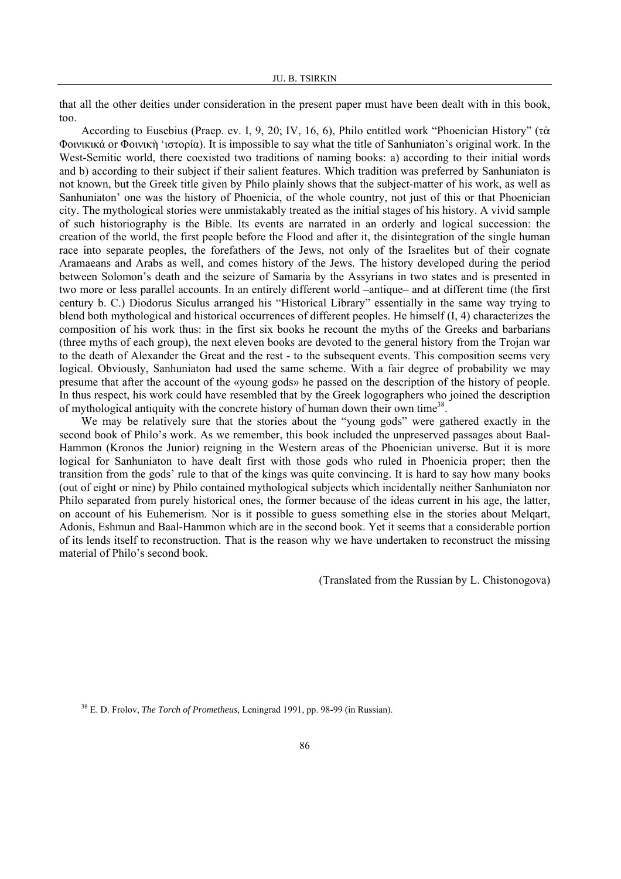that all the other deities under consideration in the present paper must have been dealt with in this book, too.

According to Eusebius (Praep. ev. I, 9, 20; IV, 16, 6), Philo entitled work "Phoenician History" (τὰ Φοινικά or Φοινικὴ 'ιστορία). It is impossible to say what the title of Sanhuniaton's original work. In the West-Semitic world, there coexisted two traditions of naming books: a) according to their initial words and b) according to their subject if their salient features. Which tradition was preferred by Sanhuniaton is not known, but the Greek title given by Philo plainly shows that the subject-matter of his work, as well as Sanhuniaton' one was the history of Phoenicia, of the whole country, not just of this or that Phoenician city. The mythological stories were unmistakably treated as the initial stages of his history. A vivid sample of such historiography is the Bible. Its events are narrated in an orderly and logical succession: the creation of the world, the first people before the Flood and after it, the disintegration of the single human race into separate peoples, the forefathers of the Jews, not only of the Israelites but of their cognate Aramaeans and Arabs as well, and comes history of the Jews. The history developed during the period between Solomon's death and the seizure of Samaria by the Assyrians in two states and is presented in two more or less parallel accounts. In an entirely different world –antique– and at different time (the first century b. C.) Diodorus Siculus arranged his "Historical Library" essentially in the same way trying to blend both mythological and historical occurrences of different peoples. He himself (I, 4) characterizes the composition of his work thus: in the first six books he recount the myths of the Greeks and barbarians (three myths of each group), the next eleven books are devoted to the general history from the Trojan war to the death of Alexander the Great and the rest - to the subsequent events. This composition seems very logical. Obviously, Sanhuniaton had used the same scheme. With a fair degree of probability we may presume that after the account of the «young gods» he passed on the description of the history of people. In thus respect, his work could have resembled that by the Greek logographers who joined the description of mythological antiquity with the concrete history of human down their own time[38].

We may be relatively sure that the stories about the "young gods" were gathered exactly in the second book of Philo's work. As we remember, this book included the unpreserved passages about Baal-Hammon (Kronos the Junior) reigning in the Western areas of the Phoenician universe. But it is more logical for Sanhuniaton to have dealt first with those gods who ruled in Phoenicia proper; then the transition from the gods' rule to that of the kings was quite convincing. It is hard to say how many books (out of eight or nine) by Philo contained mythological subjects which incidentally neither Sanhuniaton nor Philo separated from purely historical ones, the former because of the ideas current in his age, the latter, on account of his Euhemerism. Nor is it possible to guess something else in the stories about Melqart, Adonis, Eshmun and Baal-Hammon which are in the second book. Yet it seems that a considerable portion of its lends itself to reconstruction. That is the reason why we have undertaken to reconstruct the missing material of Philo's second book.

(Translated from the Russian by L. Chistonogova)

[38] E. D. Frolov, *The Torch of Prometheus*, Leningrad 1991, pp. 98-99 (in Russian).